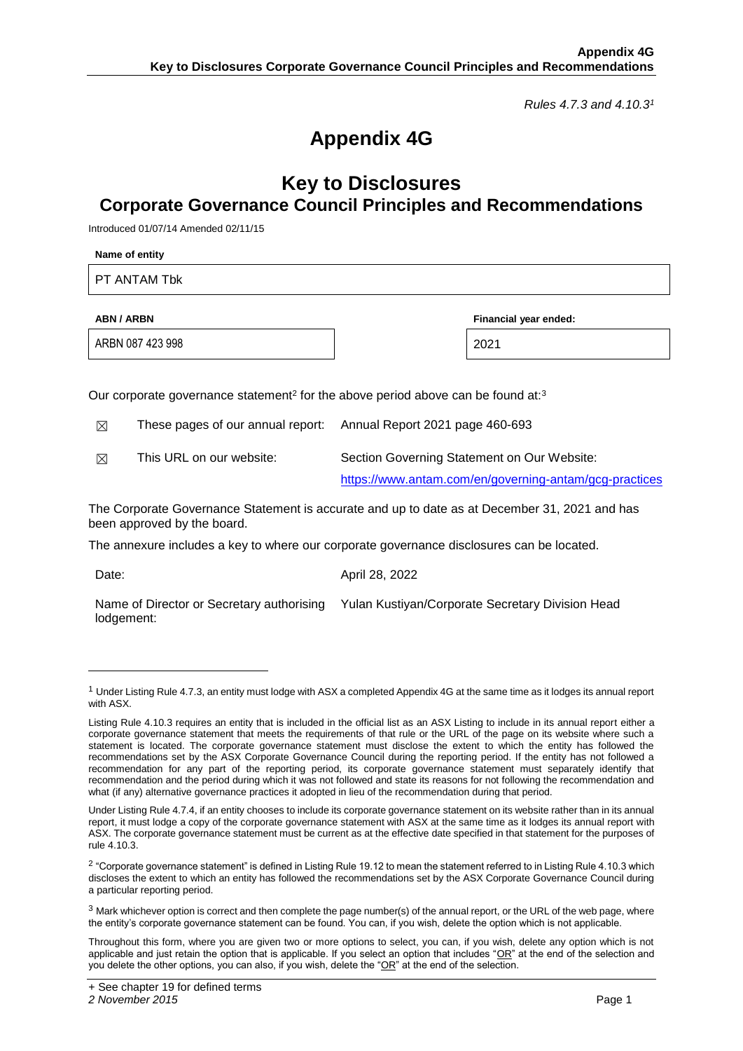*Rules 4.7.3 and 4.10.3[1]*

# Appendix 4G

## Key to Disclosures
## Corporate Governance Council Principles and Recommendations

Introduced 01/07/14 Amended 02/11/15

**Name of entity**

PT ANTAM Tbk

| **ABN / ARBN** | **Financial year ended:** |
|---|---|
| ARBN 087 423 998 | 2021 |

Our corporate governance statement[2] for the above period above can be found at:[3]

| | | |
|---|---|---|
| ☒ | These pages of our annual report: | Annual Report 2021 page 460-693 |
| ☒ | This URL on our website: | Section Governing Statement on Our Website: https://www.antam.com/en/governing-antam/gcg-practices |

The Corporate Governance Statement is accurate and up to date as at December 31, 2021 and has been approved by the board.

The annexure includes a key to where our corporate governance disclosures can be located.

| | |
|---|---|
| Date: | April 28, 2022 |
| Name of Director or Secretary authorising lodgement: | Yulan Kustiyan/Corporate Secretary Division Head |

---

[1] Under Listing Rule 4.7.3, an entity must lodge with ASX a completed Appendix 4G at the same time as it lodges its annual report with ASX.

Listing Rule 4.10.3 requires an entity that is included in the official list as an ASX Listing to include in its annual report either a corporate governance statement that meets the requirements of that rule or the URL of the page on its website where such a statement is located. The corporate governance statement must disclose the extent to which the entity has followed the recommendations set by the ASX Corporate Governance Council during the reporting period. If the entity has not followed a recommendation for any part of the reporting period, its corporate governance statement must separately identify that recommendation and the period during which it was not followed and state its reasons for not following the recommendation and what (if any) alternative governance practices it adopted in lieu of the recommendation during that period.

Under Listing Rule 4.7.4, if an entity chooses to include its corporate governance statement on its website rather than in its annual report, it must lodge a copy of the corporate governance statement with ASX at the same time as it lodges its annual report with ASX. The corporate governance statement must be current as at the effective date specified in that statement for the purposes of rule 4.10.3.

[2] "Corporate governance statement" is defined in Listing Rule 19.12 to mean the statement referred to in Listing Rule 4.10.3 which discloses the extent to which an entity has followed the recommendations set by the ASX Corporate Governance Council during a particular reporting period.

[3] Mark whichever option is correct and then complete the page number(s) of the annual report, or the URL of the web page, where the entity's corporate governance statement can be found. You can, if you wish, delete the option which is not applicable.

Throughout this form, where you are given two or more options to select, you can, if you wish, delete any option which is not applicable and just retain the option that is applicable. If you select an option that includes "OR" at the end of the selection and you delete the other options, you can also, if you wish, delete the "OR" at the end of the selection.

+ See chapter 19 for defined terms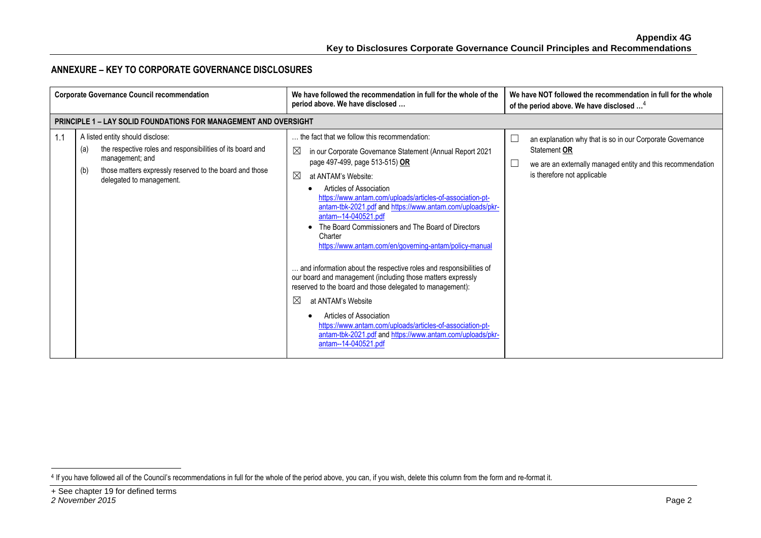## ANNEXURE – KEY TO CORPORATE GOVERNANCE DISCLOSURES

| | Corporate Governance Council recommendation | We have followed the recommendation in full for the whole of the period above. We have disclosed … | We have NOT followed the recommendation in full for the whole of the period above. We have disclosed …[4] |
|---|---|---|---|
| **PRINCIPLE 1 – LAY SOLID FOUNDATIONS FOR MANAGEMENT AND OVERSIGHT** | | | |
| 1.1 | A listed entity should disclose:<br>(a) the respective roles and responsibilities of its board and management; and<br>(b) those matters expressly reserved to the board and those delegated to management. | … the fact that we follow this recommendation:<br>☒ in our Corporate Governance Statement (Annual Report 2021 page 497-499, page 513-515) **OR**<br>☒ at ANTAM's Website:<br>• Articles of Association https://www.antam.com/uploads/articles-of-association-pt-antam-tbk-2021.pdf and https://www.antam.com/uploads/pkr-antam--14-040521.pdf<br>• The Board Commissioners and The Board of Directors Charter https://www.antam.com/en/governing-antam/policy-manual<br><br>… and information about the respective roles and responsibilities of our board and management (including those matters expressly reserved to the board and those delegated to management):<br>☒ at ANTAM's Website<br>• Articles of Association https://www.antam.com/uploads/articles-of-association-pt-antam-tbk-2021.pdf and https://www.antam.com/uploads/pkr-antam--14-040521.pdf | ☐ an explanation why that is so in our Corporate Governance Statement **OR**<br>☐ we are an externally managed entity and this recommendation is therefore not applicable |

[4] If you have followed all of the Council's recommendations in full for the whole of the period above, you can, if you wish, delete this column from the form and re-format it.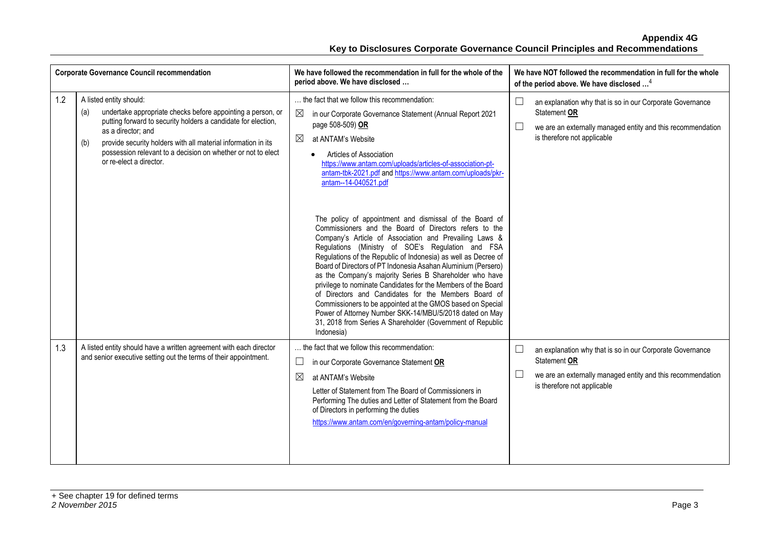| | Corporate Governance Council recommendation | We have followed the recommendation in full for the whole of the period above. We have disclosed … | We have NOT followed the recommendation in full for the whole of the period above. We have disclosed …[4] |
|---|---|---|---|
| 1.2 | A listed entity should:<br>(a) undertake appropriate checks before appointing a person, or putting forward to security holders a candidate for election, as a director; and<br>(b) provide security holders with all material information in its possession relevant to a decision on whether or not to elect or re-elect a director. | … the fact that we follow this recommendation:<br>☒ in our Corporate Governance Statement (Annual Report 2021 page 508-509) **OR**<br>☒ at ANTAM's Website<br>• Articles of Association https://www.antam.com/uploads/articles-of-association-pt-antam-tbk-2021.pdf and https://www.antam.com/uploads/pkr-antam--14-040521.pdf<br><br>The policy of appointment and dismissal of the Board of Commissioners and the Board of Directors refers to the Company's Article of Association and Prevailing Laws & Regulations (Ministry of SOE's Regulation and FSA Regulations of the Republic of Indonesia) as well as Decree of Board of Directors of PT Indonesia Asahan Aluminium (Persero) as the Company's majority Series B Shareholder who have privilege to nominate Candidates for the Members of the Board of Directors and Candidates for the Members Board of Commissioners to be appointed at the GMOS based on Special Power of Attorney Number SKK-14/MBU/5/2018 dated on May 31, 2018 from Series A Shareholder (Government of Republic Indonesia) | ☐ an explanation why that is so in our Corporate Governance Statement **OR**<br>☐ we are an externally managed entity and this recommendation is therefore not applicable |
| 1.3 | A listed entity should have a written agreement with each director and senior executive setting out the terms of their appointment. | … the fact that we follow this recommendation:<br>☐ in our Corporate Governance Statement **OR**<br>☒ at ANTAM's Website<br>Letter of Statement from The Board of Commissioners in Performing The duties and Letter of Statement from the Board of Directors in performing the duties<br>https://www.antam.com/en/governing-antam/policy-manual | ☐ an explanation why that is so in our Corporate Governance Statement **OR**<br>☐ we are an externally managed entity and this recommendation is therefore not applicable |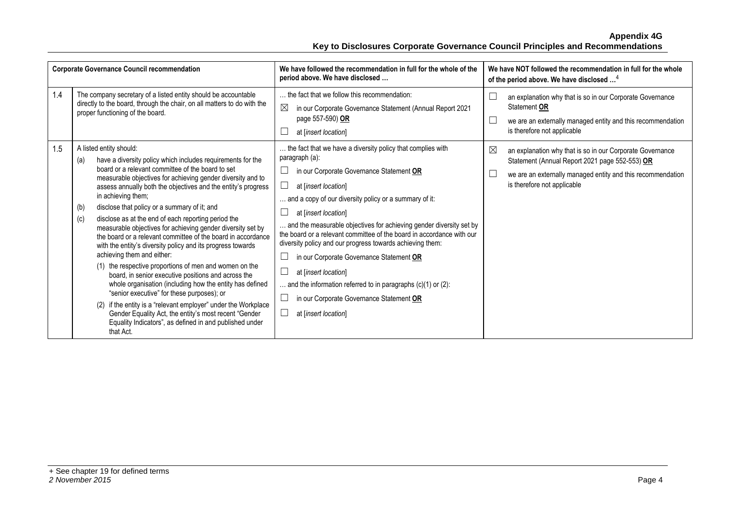| | Corporate Governance Council recommendation | We have followed the recommendation in full for the whole of the period above. We have disclosed … | We have NOT followed the recommendation in full for the whole of the period above. We have disclosed …[4] |
|---|---|---|---|
| 1.4 | The company secretary of a listed entity should be accountable directly to the board, through the chair, on all matters to do with the proper functioning of the board. | … the fact that we follow this recommendation:<br>☒ in our Corporate Governance Statement (Annual Report 2021 page 557-590) **OR**<br>☐ at [*insert location*] | ☐ an explanation why that is so in our Corporate Governance Statement **OR**<br>☐ we are an externally managed entity and this recommendation is therefore not applicable |
| 1.5 | A listed entity should:<br>(a) have a diversity policy which includes requirements for the board or a relevant committee of the board to set measurable objectives for achieving gender diversity and to assess annually both the objectives and the entity's progress in achieving them;<br>(b) disclose that policy or a summary of it; and<br>(c) disclose as at the end of each reporting period the measurable objectives for achieving gender diversity set by the board or a relevant committee of the board in accordance with the entity's diversity policy and its progress towards achieving them and either:<br>(1) the respective proportions of men and women on the board, in senior executive positions and across the whole organisation (including how the entity has defined "senior executive" for these purposes); or<br>(2) if the entity is a "relevant employer" under the Workplace Gender Equality Act, the entity's most recent "Gender Equality Indicators", as defined in and published under that Act. | … the fact that we have a diversity policy that complies with paragraph (a):<br>☐ in our Corporate Governance Statement **OR**<br>☐ at [*insert location*]<br>… and a copy of our diversity policy or a summary of it:<br>☐ at [*insert location*]<br>… and the measurable objectives for achieving gender diversity set by the board or a relevant committee of the board in accordance with our diversity policy and our progress towards achieving them:<br>☐ in our Corporate Governance Statement **OR**<br>☐ at [*insert location*]<br>… and the information referred to in paragraphs (c)(1) or (2):<br>☐ in our Corporate Governance Statement **OR**<br>☐ at [*insert location*] | ☒ an explanation why that is so in our Corporate Governance Statement (Annual Report 2021 page 552-553) **OR**<br>☐ we are an externally managed entity and this recommendation is therefore not applicable |

+ See chapter 19 for defined terms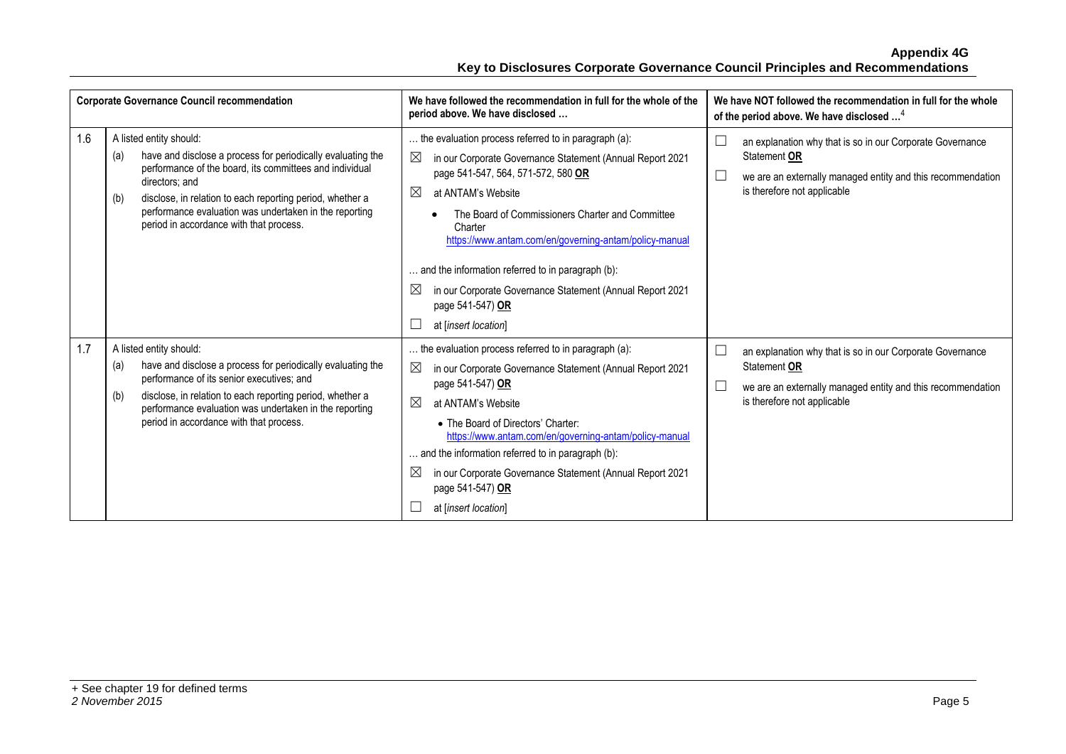| | Corporate Governance Council recommendation | We have followed the recommendation in full for the whole of the period above. We have disclosed … | We have NOT followed the recommendation in full for the whole of the period above. We have disclosed …[4] |
|---|---|---|---|
| 1.6 | A listed entity should:<br>(a) have and disclose a process for periodically evaluating the performance of the board, its committees and individual directors; and<br>(b) disclose, in relation to each reporting period, whether a performance evaluation was undertaken in the reporting period in accordance with that process. | … the evaluation process referred to in paragraph (a):<br>☒ in our Corporate Governance Statement (Annual Report 2021 page 541-547, 564, 571-572, 580 **OR**<br>☒ at ANTAM's Website<br>• The Board of Commissioners Charter and Committee Charter https://www.antam.com/en/governing-antam/policy-manual<br>… and the information referred to in paragraph (b):<br>☒ in our Corporate Governance Statement (Annual Report 2021 page 541-547) **OR**<br>☐ at [*insert location*] | ☐ an explanation why that is so in our Corporate Governance Statement **OR**<br>☐ we are an externally managed entity and this recommendation is therefore not applicable |
| 1.7 | A listed entity should:<br>(a) have and disclose a process for periodically evaluating the performance of its senior executives; and<br>(b) disclose, in relation to each reporting period, whether a performance evaluation was undertaken in the reporting period in accordance with that process. | … the evaluation process referred to in paragraph (a):<br>☒ in our Corporate Governance Statement (Annual Report 2021 page 541-547) **OR**<br>☒ at ANTAM's Website<br>• The Board of Directors' Charter: https://www.antam.com/en/governing-antam/policy-manual<br>… and the information referred to in paragraph (b):<br>☒ in our Corporate Governance Statement (Annual Report 2021 page 541-547) **OR**<br>☐ at [*insert location*] | ☐ an explanation why that is so in our Corporate Governance Statement **OR**<br>☐ we are an externally managed entity and this recommendation is therefore not applicable |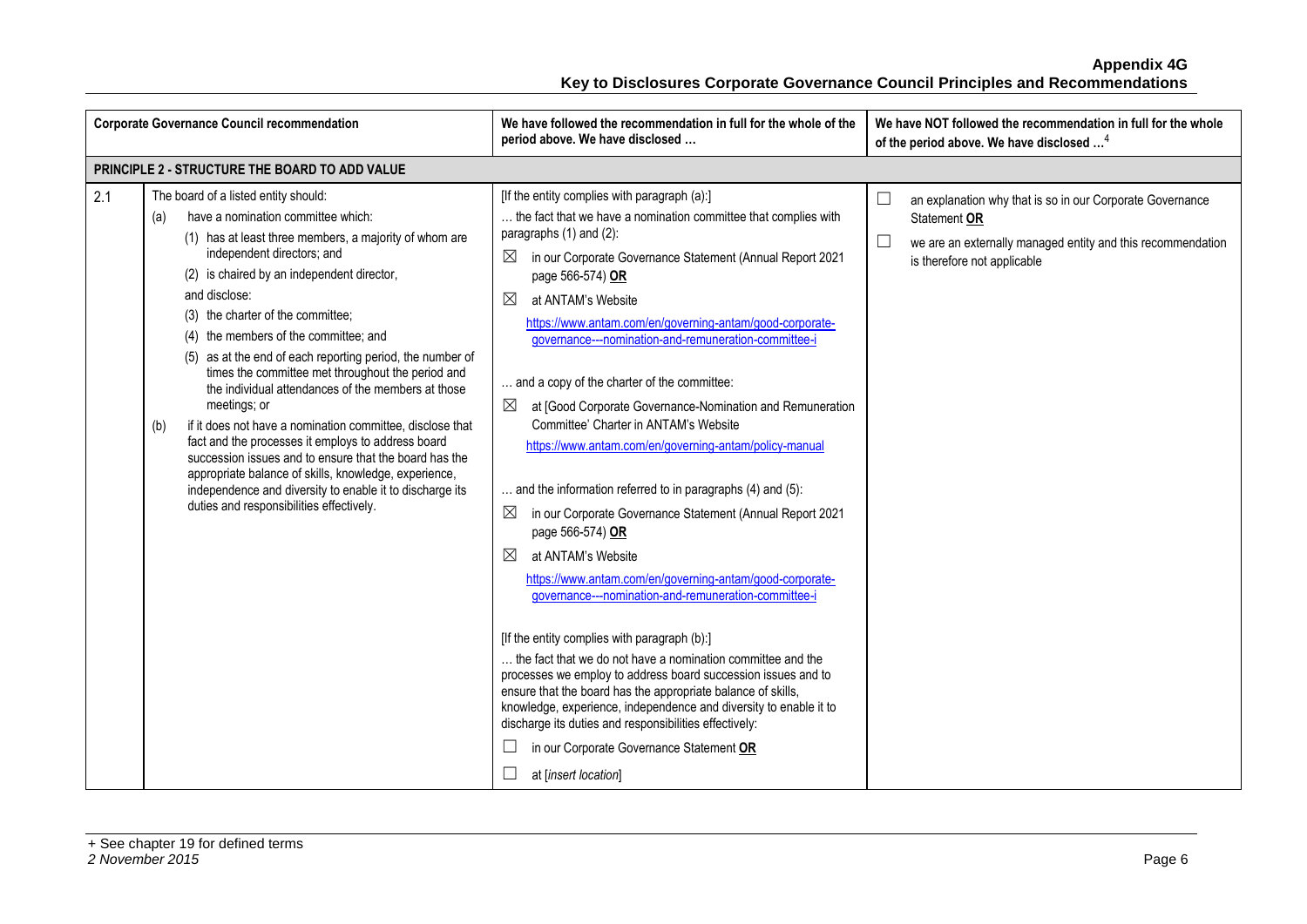| Corporate Governance Council recommendation | | We have followed the recommendation in full for the whole of the period above. We have disclosed … | We have NOT followed the recommendation in full for the whole of the period above. We have disclosed …[4] |
|---|---|---|---|
| **PRINCIPLE 2 - STRUCTURE THE BOARD TO ADD VALUE** | | | |
| 2.1 | The board of a listed entity should:<br>(a) have a nomination committee which:<br>(1) has at least three members, a majority of whom are independent directors; and<br>(2) is chaired by an independent director,<br>and disclose:<br>(3) the charter of the committee;<br>(4) the members of the committee; and<br>(5) as at the end of each reporting period, the number of times the committee met throughout the period and the individual attendances of the members at those meetings; or<br>(b) if it does not have a nomination committee, disclose that fact and the processes it employs to address board succession issues and to ensure that the board has the appropriate balance of skills, knowledge, experience, independence and diversity to enable it to discharge its duties and responsibilities effectively. | [If the entity complies with paragraph (a):]<br>… the fact that we have a nomination committee that complies with paragraphs (1) and (2):<br>☒ in our Corporate Governance Statement (Annual Report 2021 page 566-574) **OR**<br>☒ at ANTAM's Website https://www.antam.com/en/governing-antam/good-corporate-governance---nomination-and-remuneration-committee-i<br>… and a copy of the charter of the committee:<br>☒ at [Good Corporate Governance-Nomination and Remuneration Committee' Charter in ANTAM's Website https://www.antam.com/en/governing-antam/policy-manual<br>… and the information referred to in paragraphs (4) and (5):<br>☒ in our Corporate Governance Statement (Annual Report 2021 page 566-574) **OR**<br>☒ at ANTAM's Website https://www.antam.com/en/governing-antam/good-corporate-governance---nomination-and-remuneration-committee-i<br>[If the entity complies with paragraph (b):]<br>… the fact that we do not have a nomination committee and the processes we employ to address board succession issues and to ensure that the board has the appropriate balance of skills, knowledge, experience, independence and diversity to enable it to discharge its duties and responsibilities effectively:<br>☐ in our Corporate Governance Statement **OR**<br>☐ at [*insert location*] | ☐ an explanation why that is so in our Corporate Governance Statement **OR**<br>☐ we are an externally managed entity and this recommendation is therefore not applicable |

+ See chapter 19 for defined terms
*2 November 2015*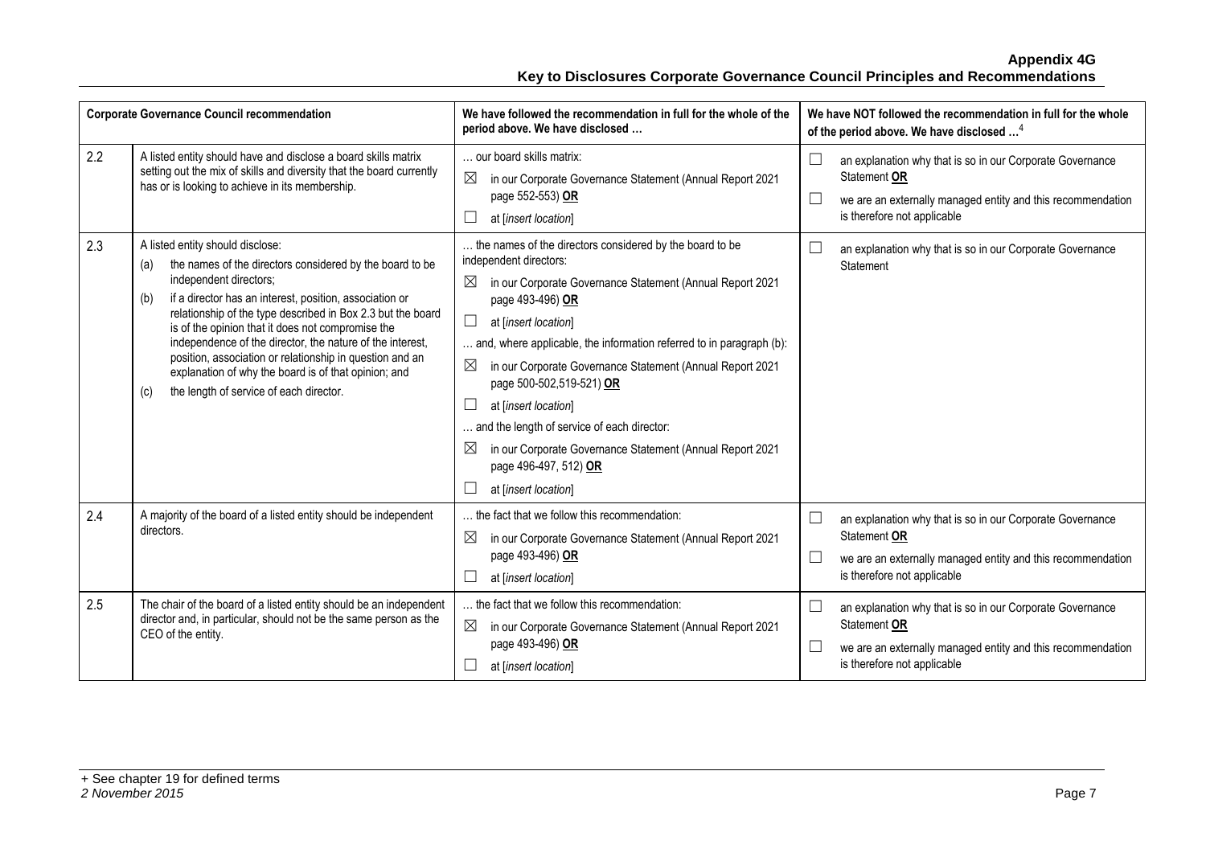| Corporate Governance Council recommendation | | We have followed the recommendation in full for the whole of the period above. We have disclosed … | We have NOT followed the recommendation in full for the whole of the period above. We have disclosed …[4] |
|---|---|---|---|
| 2.2 | A listed entity should have and disclose a board skills matrix setting out the mix of skills and diversity that the board currently has or is looking to achieve in its membership. | … our board skills matrix:<br>☒ in our Corporate Governance Statement (Annual Report 2021 page 552-553) **OR**<br>☐ at [*insert location*] | ☐ an explanation why that is so in our Corporate Governance Statement **OR**<br>☐ we are an externally managed entity and this recommendation is therefore not applicable |
| 2.3 | A listed entity should disclose:<br>(a) the names of the directors considered by the board to be independent directors;<br>(b) if a director has an interest, position, association or relationship of the type described in Box 2.3 but the board is of the opinion that it does not compromise the independence of the director, the nature of the interest, position, association or relationship in question and an explanation of why the board is of that opinion; and<br>(c) the length of service of each director. | … the names of the directors considered by the board to be independent directors:<br>☒ in our Corporate Governance Statement (Annual Report 2021 page 493-496) **OR**<br>☐ at [*insert location*]<br>… and, where applicable, the information referred to in paragraph (b):<br>☒ in our Corporate Governance Statement (Annual Report 2021 page 500-502,519-521) **OR**<br>☐ at [*insert location*]<br>… and the length of service of each director:<br>☒ in our Corporate Governance Statement (Annual Report 2021 page 496-497, 512) **OR**<br>☐ at [*insert location*] | ☐ an explanation why that is so in our Corporate Governance Statement |
| 2.4 | A majority of the board of a listed entity should be independent directors. | … the fact that we follow this recommendation:<br>☒ in our Corporate Governance Statement (Annual Report 2021 page 493-496) **OR**<br>☐ at [*insert location*] | ☐ an explanation why that is so in our Corporate Governance Statement **OR**<br>☐ we are an externally managed entity and this recommendation is therefore not applicable |
| 2.5 | The chair of the board of a listed entity should be an independent director and, in particular, should not be the same person as the CEO of the entity. | … the fact that we follow this recommendation:<br>☒ in our Corporate Governance Statement (Annual Report 2021 page 493-496) **OR**<br>☐ at [*insert location*] | ☐ an explanation why that is so in our Corporate Governance Statement **OR**<br>☐ we are an externally managed entity and this recommendation is therefore not applicable |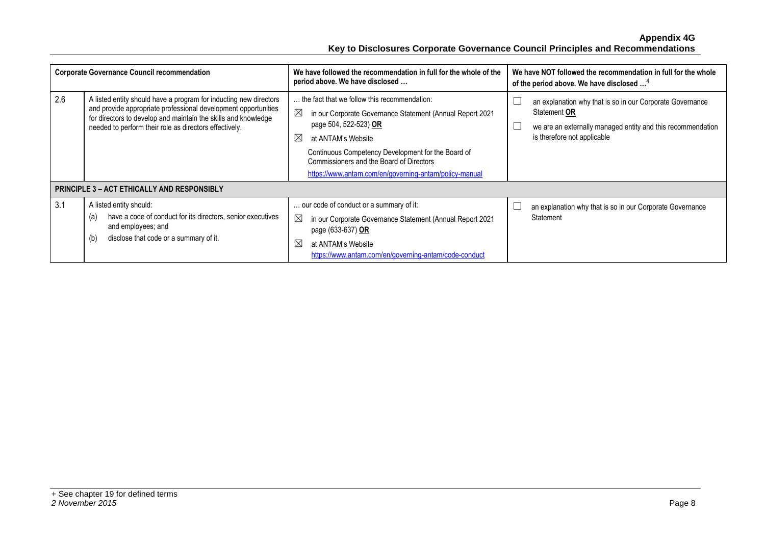**Appendix 4G**
**Key to Disclosures Corporate Governance Council Principles and Recommendations**

| Corporate Governance Council recommendation | | We have followed the recommendation in full for the whole of the period above. We have disclosed … | We have NOT followed the recommendation in full for the whole of the period above. We have disclosed …[4] |
|---|---|---|---|
| 2.6 | A listed entity should have a program for inducting new directors and provide appropriate professional development opportunities for directors to develop and maintain the skills and knowledge needed to perform their role as directors effectively. | … the fact that we follow this recommendation:<br>☒ in our Corporate Governance Statement (Annual Report 2021 page 504, 522-523) **OR**<br>☒ at ANTAM's Website<br>Continuous Competency Development for the Board of Commissioners and the Board of Directors<br>https://www.antam.com/en/governing-antam/policy-manual | ☐ an explanation why that is so in our Corporate Governance Statement **OR**<br>☐ we are an externally managed entity and this recommendation is therefore not applicable |
| **PRINCIPLE 3 – ACT ETHICALLY AND RESPONSIBLY** | | | |
| 3.1 | A listed entity should:<br>(a) have a code of conduct for its directors, senior executives and employees; and<br>(b) disclose that code or a summary of it. | … our code of conduct or a summary of it:<br>☒ in our Corporate Governance Statement (Annual Report 2021 page (633-637) **OR**<br>☒ at ANTAM's Website<br>https://www.antam.com/en/governing-antam/code-conduct | ☐ an explanation why that is so in our Corporate Governance Statement |

+ See chapter 19 for defined terms
*2 November 2015*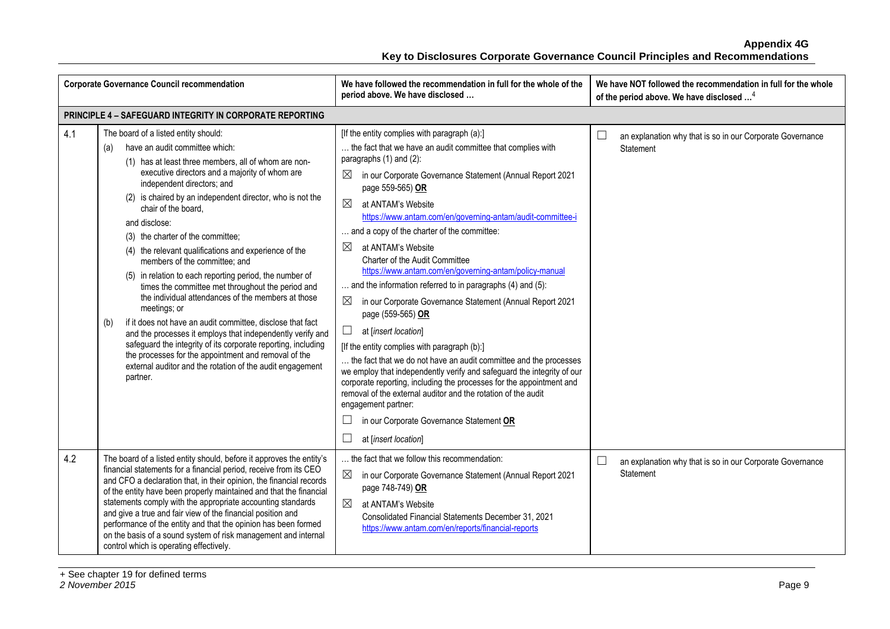| Corporate Governance Council recommendation | | We have followed the recommendation in full for the whole of the period above. We have disclosed … | We have NOT followed the recommendation in full for the whole of the period above. We have disclosed …[4] |
|---|---|---|---|
| **PRINCIPLE 4 – SAFEGUARD INTEGRITY IN CORPORATE REPORTING** | | | |
| 4.1 | The board of a listed entity should:<br>(a) have an audit committee which:<br>(1) has at least three members, all of whom are non-executive directors and a majority of whom are independent directors; and<br>(2) is chaired by an independent director, who is not the chair of the board,<br>and disclose:<br>(3) the charter of the committee;<br>(4) the relevant qualifications and experience of the members of the committee; and<br>(5) in relation to each reporting period, the number of times the committee met throughout the period and the individual attendances of the members at those meetings; or<br>(b) if it does not have an audit committee, disclose that fact and the processes it employs that independently verify and safeguard the integrity of its corporate reporting, including the processes for the appointment and removal of the external auditor and the rotation of the audit engagement partner. | [If the entity complies with paragraph (a):]<br>… the fact that we have an audit committee that complies with paragraphs (1) and (2):<br>☒ in our Corporate Governance Statement (Annual Report 2021 page 559-565) **OR**<br>☒ at ANTAM's Website https://www.antam.com/en/governing-antam/audit-committee-i<br>… and a copy of the charter of the committee:<br>☒ at ANTAM's Website Charter of the Audit Committee https://www.antam.com/en/governing-antam/policy-manual<br>… and the information referred to in paragraphs (4) and (5):<br>☒ in our Corporate Governance Statement (Annual Report 2021 page (559-565) **OR**<br>☐ at [*insert location*]<br>[If the entity complies with paragraph (b):]<br>… the fact that we do not have an audit committee and the processes we employ that independently verify and safeguard the integrity of our corporate reporting, including the processes for the appointment and removal of the external auditor and the rotation of the audit engagement partner:<br>☐ in our Corporate Governance Statement **OR**<br>☐ at [*insert location*] | ☐ an explanation why that is so in our Corporate Governance Statement |
| 4.2 | The board of a listed entity should, before it approves the entity's financial statements for a financial period, receive from its CEO and CFO a declaration that, in their opinion, the financial records of the entity have been properly maintained and that the financial statements comply with the appropriate accounting standards and give a true and fair view of the financial position and performance of the entity and that the opinion has been formed on the basis of a sound system of risk management and internal control which is operating effectively. | … the fact that we follow this recommendation:<br>☒ in our Corporate Governance Statement (Annual Report 2021 page 748-749) **OR**<br>☒ at ANTAM's Website Consolidated Financial Statements December 31, 2021 https://www.antam.com/en/reports/financial-reports | ☐ an explanation why that is so in our Corporate Governance Statement |

+ See chapter 19 for defined terms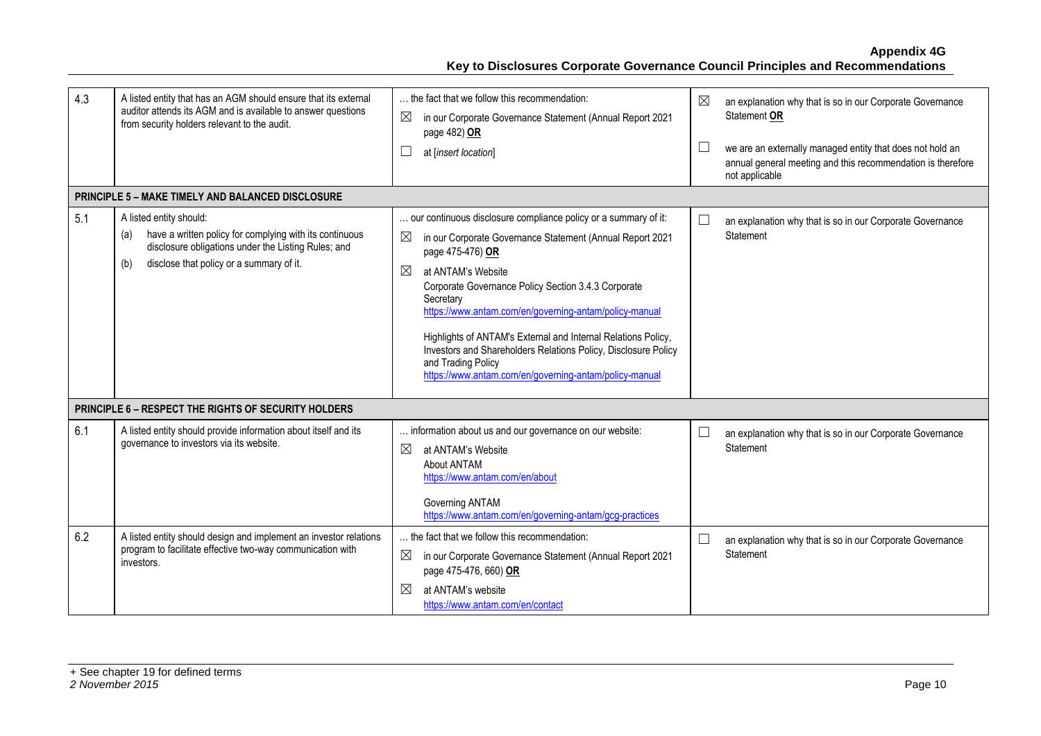| 4.3 | A listed entity that has an AGM should ensure that its external auditor attends its AGM and is available to answer questions from security holders relevant to the audit. | … the fact that we follow this recommendation:<br>☒ in our Corporate Governance Statement (Annual Report 2021 page 482) **OR**<br>☐ at [*insert location*] | ☒ an explanation why that is so in our Corporate Governance Statement **OR**<br>☐ we are an externally managed entity that does not hold an annual general meeting and this recommendation is therefore not applicable |
|---|---|---|---|
| | **PRINCIPLE 5 – MAKE TIMELY AND BALANCED DISCLOSURE** | | |
| 5.1 | A listed entity should:<br>(a) have a written policy for complying with its continuous disclosure obligations under the Listing Rules; and<br>(b) disclose that policy or a summary of it. | … our continuous disclosure compliance policy or a summary of it:<br>☒ in our Corporate Governance Statement (Annual Report 2021 page 475-476) **OR**<br>☒ at ANTAM's Website<br>Corporate Governance Policy Section 3.4.3 Corporate Secretary<br>https://www.antam.com/en/governing-antam/policy-manual<br><br>Highlights of ANTAM's External and Internal Relations Policy, Investors and Shareholders Relations Policy, Disclosure Policy and Trading Policy<br>https://www.antam.com/en/governing-antam/policy-manual | ☐ an explanation why that is so in our Corporate Governance Statement |
| | **PRINCIPLE 6 – RESPECT THE RIGHTS OF SECURITY HOLDERS** | | |
| 6.1 | A listed entity should provide information about itself and its governance to investors via its website. | … information about us and our governance on our website:<br>☒ at ANTAM's Website<br>About ANTAM<br>https://www.antam.com/en/about<br><br>Governing ANTAM<br>https://www.antam.com/en/governing-antam/gcg-practices | ☐ an explanation why that is so in our Corporate Governance Statement |
| 6.2 | A listed entity should design and implement an investor relations program to facilitate effective two-way communication with investors. | … the fact that we follow this recommendation:<br>☒ in our Corporate Governance Statement (Annual Report 2021 page 475-476, 660) **OR**<br>☒ at ANTAM's website<br>https://www.antam.com/en/contact | ☐ an explanation why that is so in our Corporate Governance Statement |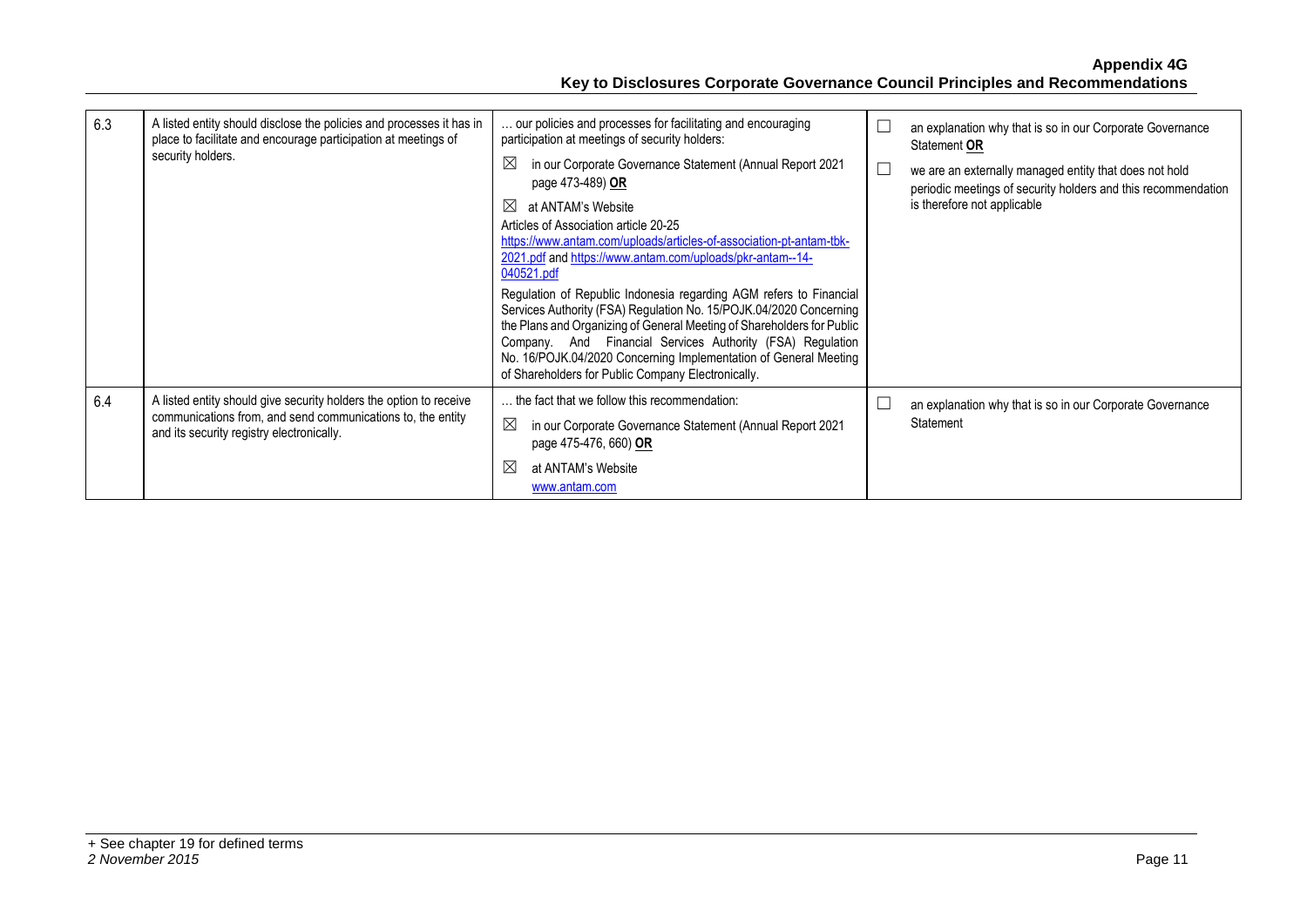| 6.3 | A listed entity should disclose the policies and processes it has in place to facilitate and encourage participation at meetings of security holders. | … our policies and processes for facilitating and encouraging participation at meetings of security holders:<br>☒ in our Corporate Governance Statement (Annual Report 2021 page 473-489) **OR**<br>☒ at ANTAM's Website<br>Articles of Association article 20-25<br>https://www.antam.com/uploads/articles-of-association-pt-antam-tbk-2021.pdf and https://www.antam.com/uploads/pkr-antam--14-040521.pdf<br>Regulation of Republic Indonesia regarding AGM refers to Financial Services Authority (FSA) Regulation No. 15/POJK.04/2020 Concerning the Plans and Organizing of General Meeting of Shareholders for Public Company. And Financial Services Authority (FSA) Regulation No. 16/POJK.04/2020 Concerning Implementation of General Meeting of Shareholders for Public Company Electronically. | ☐ an explanation why that is so in our Corporate Governance Statement **OR**<br>☐ we are an externally managed entity that does not hold periodic meetings of security holders and this recommendation is therefore not applicable |
|---|---|---|---|
| 6.4 | A listed entity should give security holders the option to receive communications from, and send communications to, the entity and its security registry electronically. | … the fact that we follow this recommendation:<br>☒ in our Corporate Governance Statement (Annual Report 2021 page 475-476, 660) **OR**<br>☒ at ANTAM's Website<br>www.antam.com | ☐ an explanation why that is so in our Corporate Governance Statement |

+ See chapter 19 for defined terms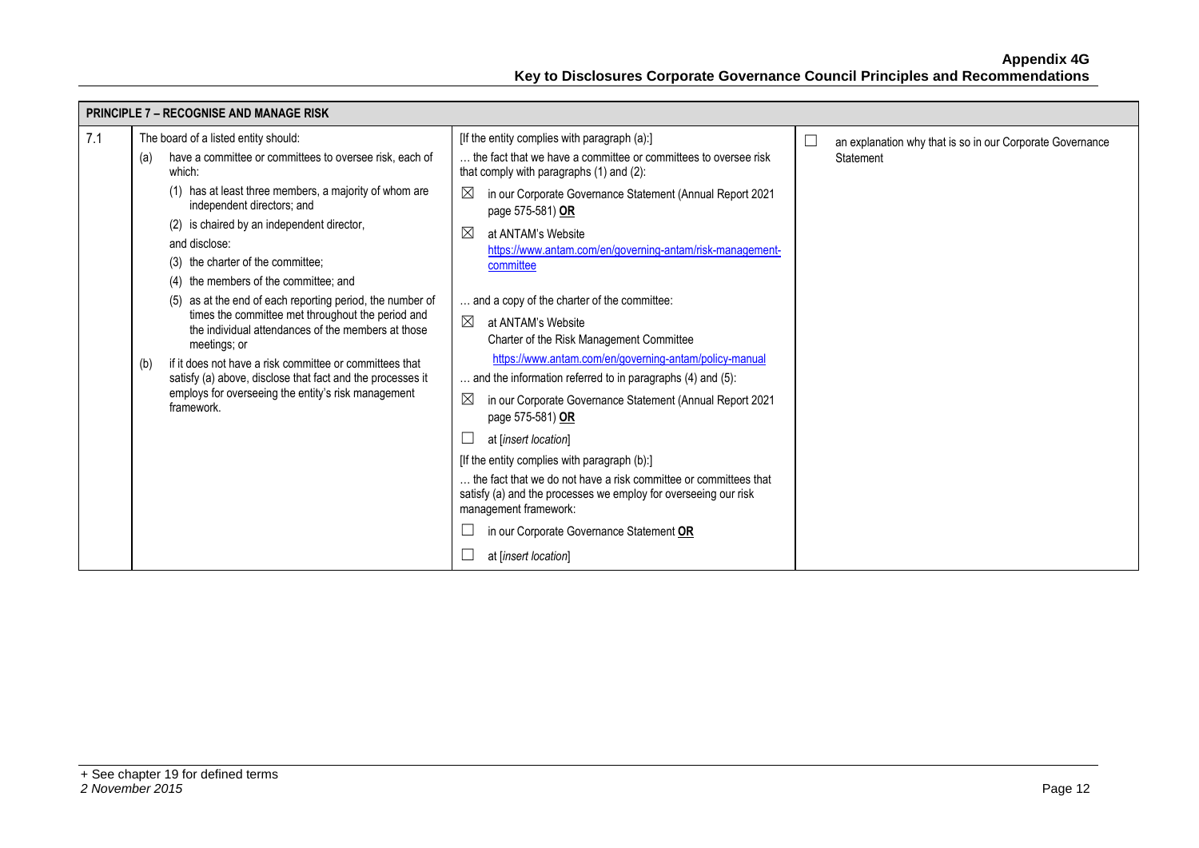| PRINCIPLE 7 – RECOGNISE AND MANAGE RISK | | | |
|---|---|---|---|
| 7.1 | The board of a listed entity should:<br>(a) have a committee or committees to oversee risk, each of which:<br>(1) has at least three members, a majority of whom are independent directors; and<br>(2) is chaired by an independent director,<br>and disclose:<br>(3) the charter of the committee;<br>(4) the members of the committee; and<br>(5) as at the end of each reporting period, the number of times the committee met throughout the period and the individual attendances of the members at those meetings; or<br>(b) if it does not have a risk committee or committees that satisfy (a) above, disclose that fact and the processes it employs for overseeing the entity's risk management framework. | [If the entity complies with paragraph (a):]<br>… the fact that we have a committee or committees to oversee risk that comply with paragraphs (1) and (2):<br>☒ in our Corporate Governance Statement (Annual Report 2021 page 575-581) **OR**<br>☒ at ANTAM's Website https://www.antam.com/en/governing-antam/risk-management-committee<br>… and a copy of the charter of the committee:<br>☒ at ANTAM's Website Charter of the Risk Management Committee https://www.antam.com/en/governing-antam/policy-manual<br>… and the information referred to in paragraphs (4) and (5):<br>☒ in our Corporate Governance Statement (Annual Report 2021 page 575-581) **OR**<br>☐ at [*insert location*]<br>[If the entity complies with paragraph (b):]<br>… the fact that we do not have a risk committee or committees that satisfy (a) and the processes we employ for overseeing our risk management framework:<br>☐ in our Corporate Governance Statement **OR**<br>☐ at [*insert location*] | ☐ an explanation why that is so in our Corporate Governance Statement |

+ See chapter 19 for defined terms

*2 November 2015*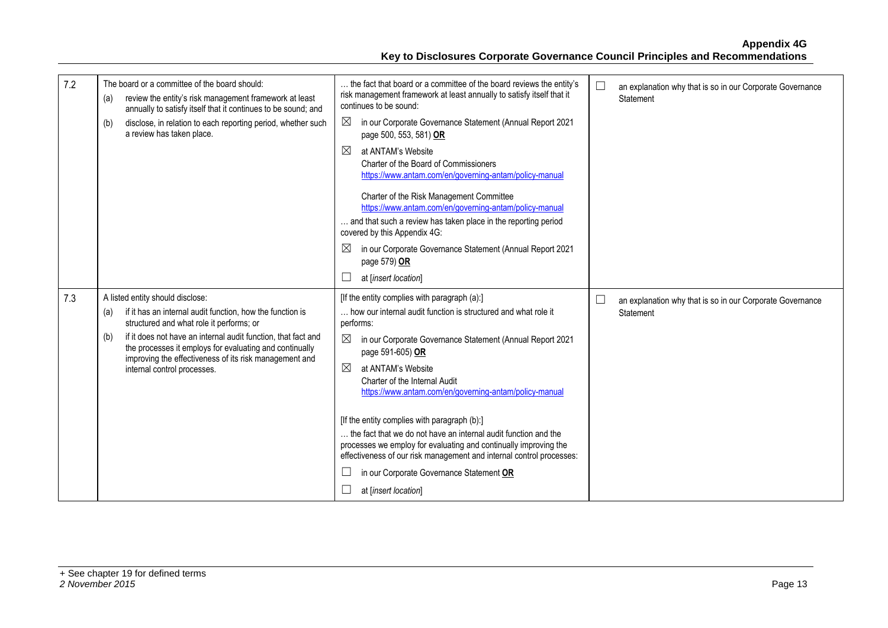| | | | |
|---|---|---|---|
| 7.2 | The board or a committee of the board should:<br>(a) review the entity's risk management framework at least annually to satisfy itself that it continues to be sound; and<br>(b) disclose, in relation to each reporting period, whether such a review has taken place. | … the fact that board or a committee of the board reviews the entity's risk management framework at least annually to satisfy itself that it continues to be sound:<br>☒ in our Corporate Governance Statement (Annual Report 2021 page 500, 553, 581) **OR**<br>☒ at ANTAM's Website<br>Charter of the Board of Commissioners<br>https://www.antam.com/en/governing-antam/policy-manual<br><br>Charter of the Risk Management Committee<br>https://www.antam.com/en/governing-antam/policy-manual<br>… and that such a review has taken place in the reporting period covered by this Appendix 4G:<br>☒ in our Corporate Governance Statement (Annual Report 2021 page 579) **OR**<br>☐ at [*insert location*] | ☐ an explanation why that is so in our Corporate Governance Statement |
| 7.3 | A listed entity should disclose:<br>(a) if it has an internal audit function, how the function is structured and what role it performs; or<br>(b) if it does not have an internal audit function, that fact and the processes it employs for evaluating and continually improving the effectiveness of its risk management and internal control processes. | [If the entity complies with paragraph (a):]<br>… how our internal audit function is structured and what role it performs:<br>☒ in our Corporate Governance Statement (Annual Report 2021 page 591-605) **OR**<br>☒ at ANTAM's Website<br>Charter of the Internal Audit<br>https://www.antam.com/en/governing-antam/policy-manual<br><br>[If the entity complies with paragraph (b):]<br>… the fact that we do not have an internal audit function and the processes we employ for evaluating and continually improving the effectiveness of our risk management and internal control processes:<br>☐ in our Corporate Governance Statement **OR**<br>☐ at [*insert location*] | ☐ an explanation why that is so in our Corporate Governance Statement |

+ See chapter 19 for defined terms
*2 November 2015*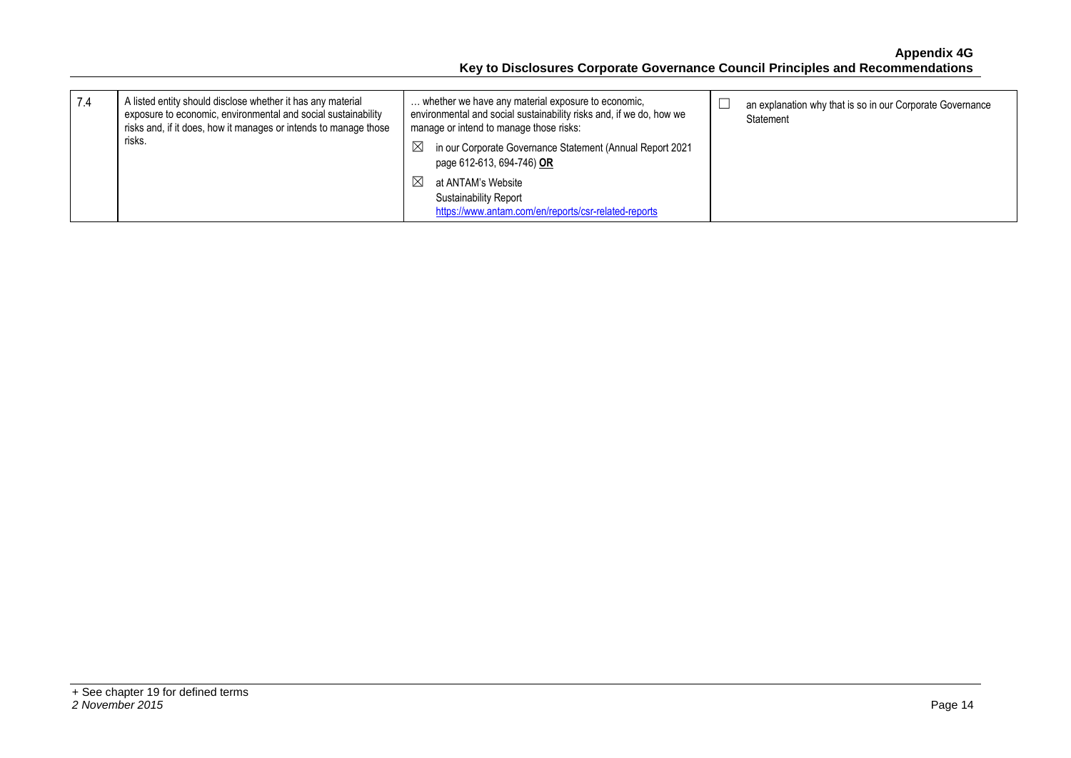| 7.4 | A listed entity should disclose whether it has any material exposure to economic, environmental and social sustainability risks and, if it does, how it manages or intends to manage those risks. | … whether we have any material exposure to economic, environmental and social sustainability risks and, if we do, how we manage or intend to manage those risks:<br>☒ in our Corporate Governance Statement (Annual Report 2021 page 612-613, 694-746) **OR**<br>☒ at ANTAM's Website Sustainability Report https://www.antam.com/en/reports/csr-related-reports | ☐ an explanation why that is so in our Corporate Governance Statement |
|---|---|---|---|

+ See chapter 19 for defined terms

*2 November 2015*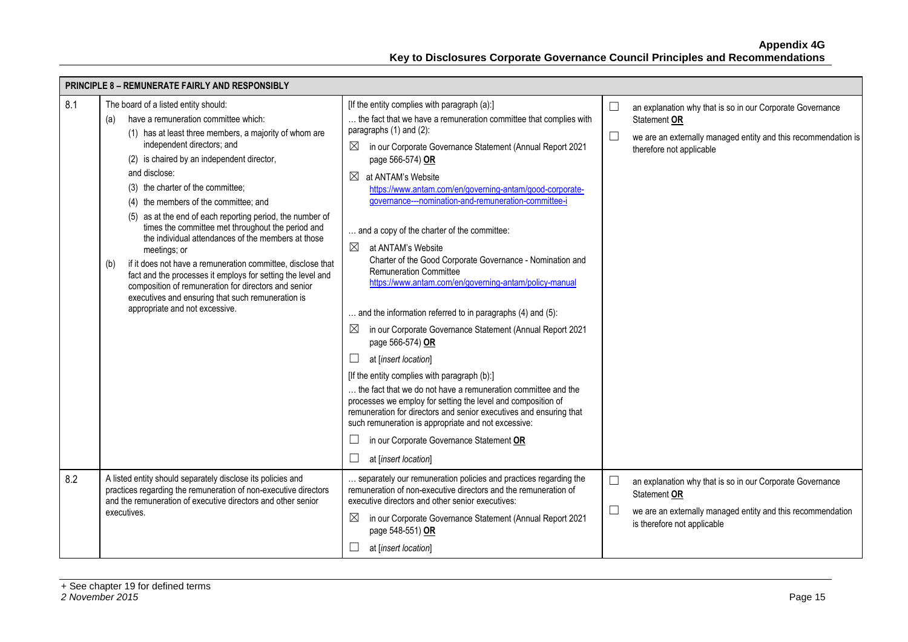| PRINCIPLE 8 – REMUNERATE FAIRLY AND RESPONSIBLY | | | |
|---|---|---|---|
| 8.1 | The board of a listed entity should:<br>(a) have a remuneration committee which:<br>(1) has at least three members, a majority of whom are independent directors; and<br>(2) is chaired by an independent director,<br>and disclose:<br>(3) the charter of the committee;<br>(4) the members of the committee; and<br>(5) as at the end of each reporting period, the number of times the committee met throughout the period and the individual attendances of the members at those meetings; or<br>(b) if it does not have a remuneration committee, disclose that fact and the processes it employs for setting the level and composition of remuneration for directors and senior executives and ensuring that such remuneration is appropriate and not excessive. | [If the entity complies with paragraph (a):]<br>… the fact that we have a remuneration committee that complies with paragraphs (1) and (2):<br>☒ in our Corporate Governance Statement (Annual Report 2021 page 566-574) **OR**<br>☒ at ANTAM's Website https://www.antam.com/en/governing-antam/good-corporate-governance---nomination-and-remuneration-committee-i<br><br>… and a copy of the charter of the committee:<br>☒ at ANTAM's Website Charter of the Good Corporate Governance - Nomination and Remuneration Committee https://www.antam.com/en/governing-antam/policy-manual<br><br>… and the information referred to in paragraphs (4) and (5):<br>☒ in our Corporate Governance Statement (Annual Report 2021 page 566-574) **OR**<br>☐ at [*insert location*]<br>[If the entity complies with paragraph (b):]<br>… the fact that we do not have a remuneration committee and the processes we employ for setting the level and composition of remuneration for directors and senior executives and ensuring that such remuneration is appropriate and not excessive:<br>☐ in our Corporate Governance Statement **OR**<br>☐ at [*insert location*] | ☐ an explanation why that is so in our Corporate Governance Statement **OR**<br>☐ we are an externally managed entity and this recommendation is therefore not applicable |
| 8.2 | A listed entity should separately disclose its policies and practices regarding the remuneration of non-executive directors and the remuneration of executive directors and other senior executives. | … separately our remuneration policies and practices regarding the remuneration of non-executive directors and the remuneration of executive directors and other senior executives:<br>☒ in our Corporate Governance Statement (Annual Report 2021 page 548-551) **OR**<br>☐ at [*insert location*] | ☐ an explanation why that is so in our Corporate Governance Statement **OR**<br>☐ we are an externally managed entity and this recommendation is therefore not applicable |

+ See chapter 19 for defined terms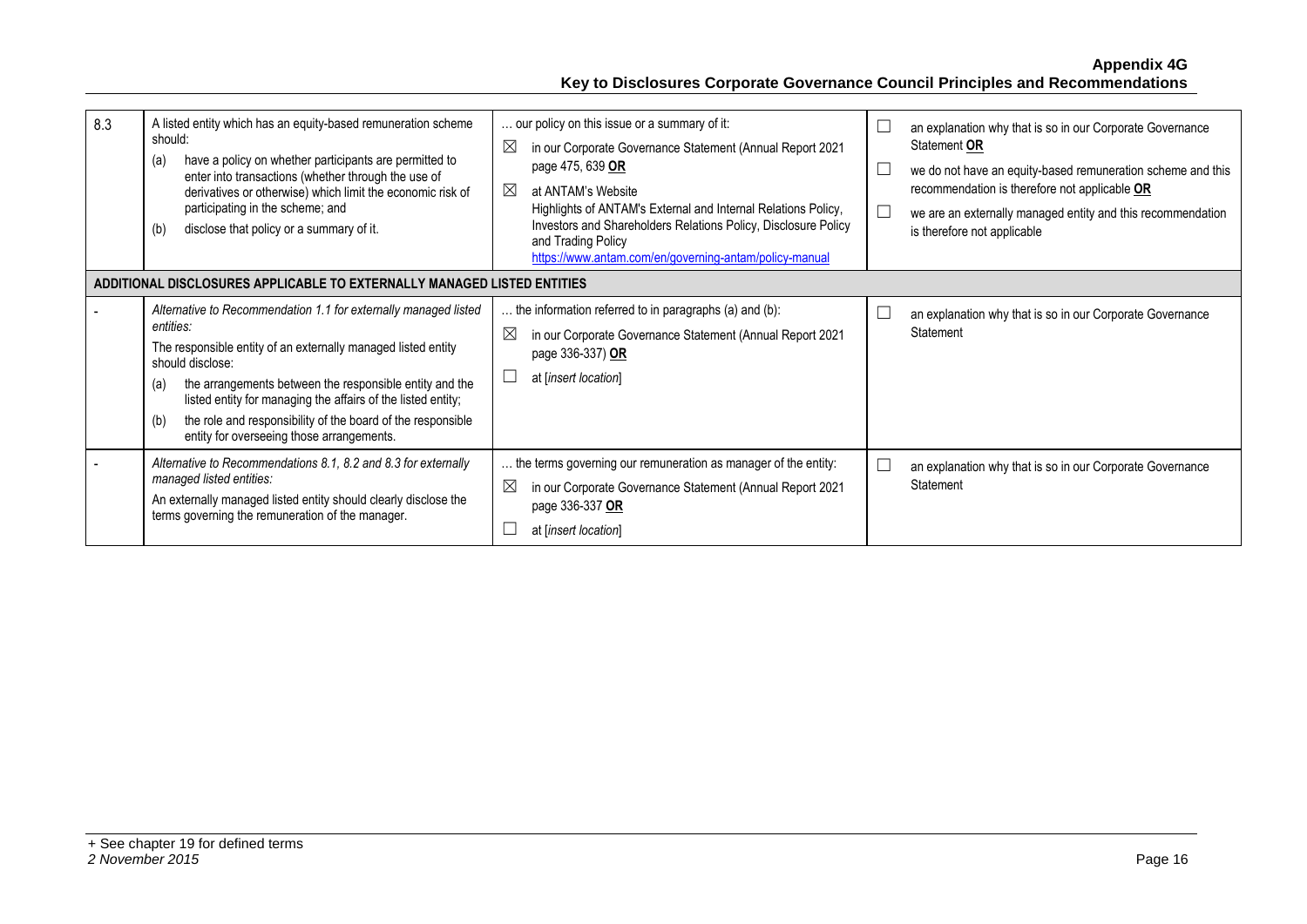| | | | |
|---|---|---|---|
| 8.3 | A listed entity which has an equity-based remuneration scheme should:<br>(a) have a policy on whether participants are permitted to enter into transactions (whether through the use of derivatives or otherwise) which limit the economic risk of participating in the scheme; and<br>(b) disclose that policy or a summary of it. | … our policy on this issue or a summary of it:<br>☒ in our Corporate Governance Statement (Annual Report 2021 page 475, 639 **OR**<br>☒ at ANTAM's Website<br>Highlights of ANTAM's External and Internal Relations Policy, Investors and Shareholders Relations Policy, Disclosure Policy and Trading Policy<br>https://www.antam.com/en/governing-antam/policy-manual | ☐ an explanation why that is so in our Corporate Governance Statement **OR**<br>☐ we do not have an equity-based remuneration scheme and this recommendation is therefore not applicable **OR**<br>☐ we are an externally managed entity and this recommendation is therefore not applicable |
| **ADDITIONAL DISCLOSURES APPLICABLE TO EXTERNALLY MANAGED LISTED ENTITIES** | | | |
| - | *Alternative to Recommendation 1.1 for externally managed listed entities:*<br>The responsible entity of an externally managed listed entity should disclose:<br>(a) the arrangements between the responsible entity and the listed entity for managing the affairs of the listed entity;<br>(b) the role and responsibility of the board of the responsible entity for overseeing those arrangements. | … the information referred to in paragraphs (a) and (b):<br>☒ in our Corporate Governance Statement (Annual Report 2021 page 336-337) **OR**<br>☐ at [*insert location*] | ☐ an explanation why that is so in our Corporate Governance Statement |
| - | *Alternative to Recommendations 8.1, 8.2 and 8.3 for externally managed listed entities:*<br>An externally managed listed entity should clearly disclose the terms governing the remuneration of the manager. | … the terms governing our remuneration as manager of the entity:<br>☒ in our Corporate Governance Statement (Annual Report 2021 page 336-337 **OR**<br>☐ at [*insert location*] | ☐ an explanation why that is so in our Corporate Governance Statement |

+ See chapter 19 for defined terms
*2 November 2015*